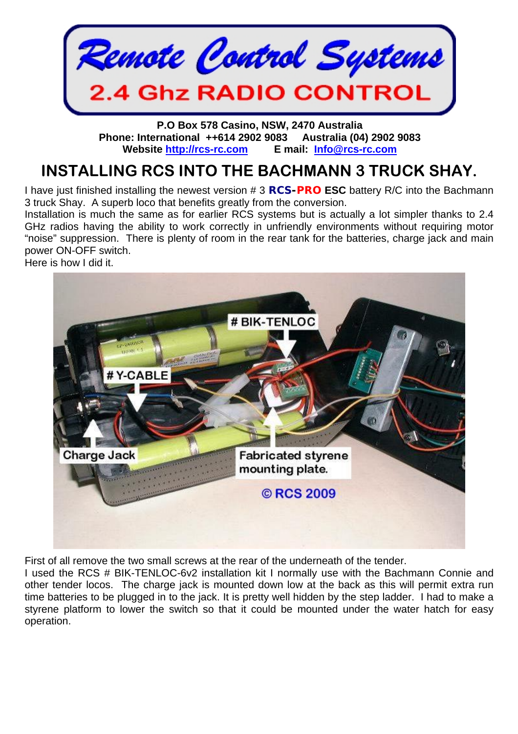# Remote Control Systems

## 2.4 Ghz RADIO CONTROL

**P.O Box 578 Casino, NSW, 2470 Australia**
**Phone: International ++614 2902 9083 Australia (04) 2902 9083**
**Website [http://rcs-rc.com](http://rcs-rc.com) E mail: [Info@rcs-rc.com](mailto:Info@rcs-rc.com)**

# INSTALLING RCS INTO THE BACHMANN 3 TRUCK SHAY.

I have just finished installing the newest version # 3 **RCS-PRO ESC** battery R/C into the Bachmann 3 truck Shay. A superb loco that benefits greatly from the conversion.

Installation is much the same as for earlier RCS systems but is actually a lot simpler thanks to 2.4 GHz radios having the ability to work correctly in unfriendly environments without requiring motor "noise" suppression. There is plenty of room in the rear tank for the batteries, charge jack and main power ON-OFF switch.

Here is how I did it.

First of all remove the two small screws at the rear of the underneath of the tender.

I used the RCS # BIK-TENLOC-6v2 installation kit I normally use with the Bachmann Connie and other tender locos. The charge jack is mounted down low at the back as this will permit extra run time batteries to be plugged in to the jack. It is pretty well hidden by the step ladder. I had to make a styrene platform to lower the switch so that it could be mounted under the water hatch for easy operation.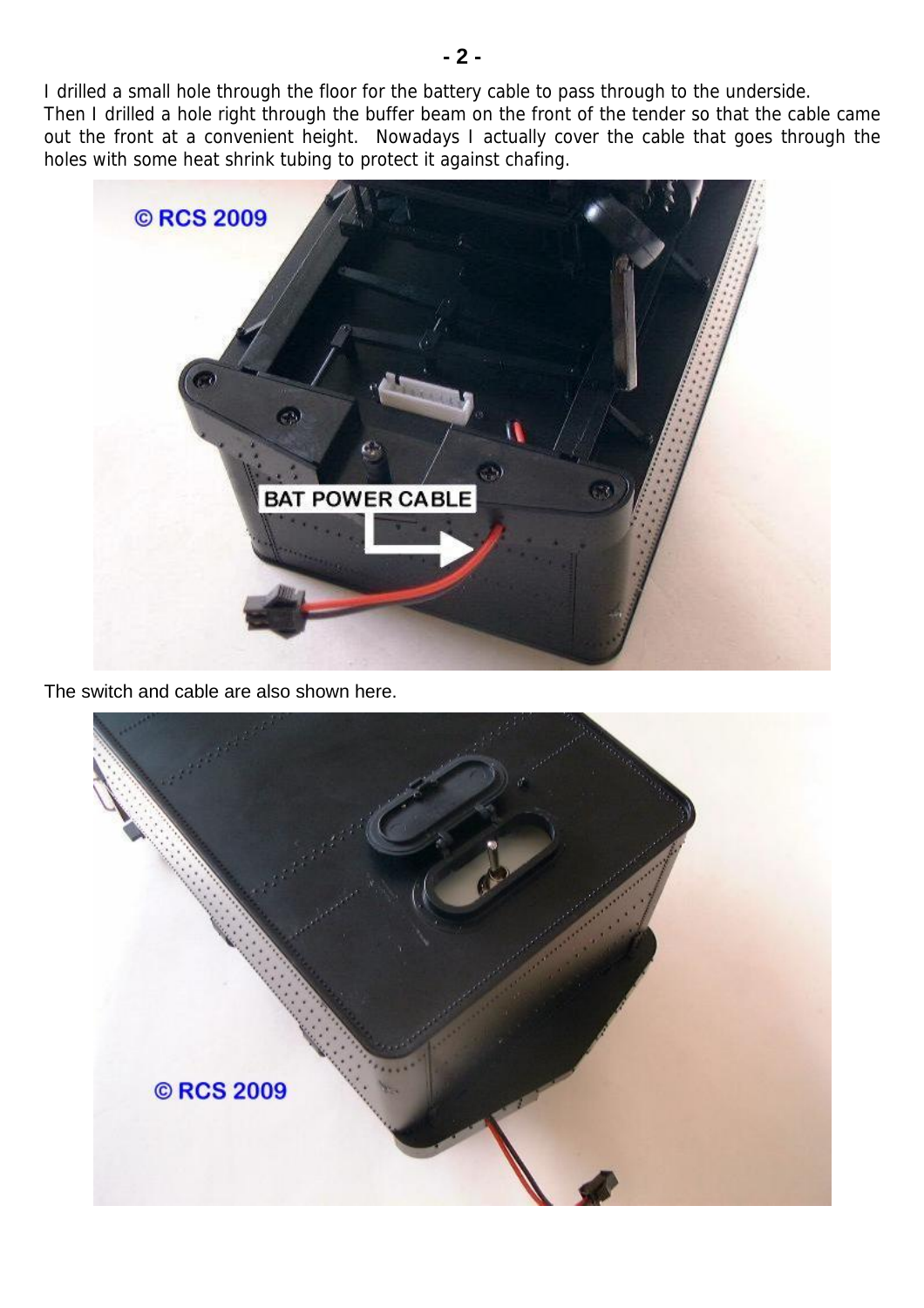I drilled a small hole through the floor for the battery cable to pass through to the underside. Then I drilled a hole right through the buffer beam on the front of the tender so that the cable came out the front at a convenient height. Nowadays I actually cover the cable that goes through the holes with some heat shrink tubing to protect it against chafing.

The switch and cable are also shown here.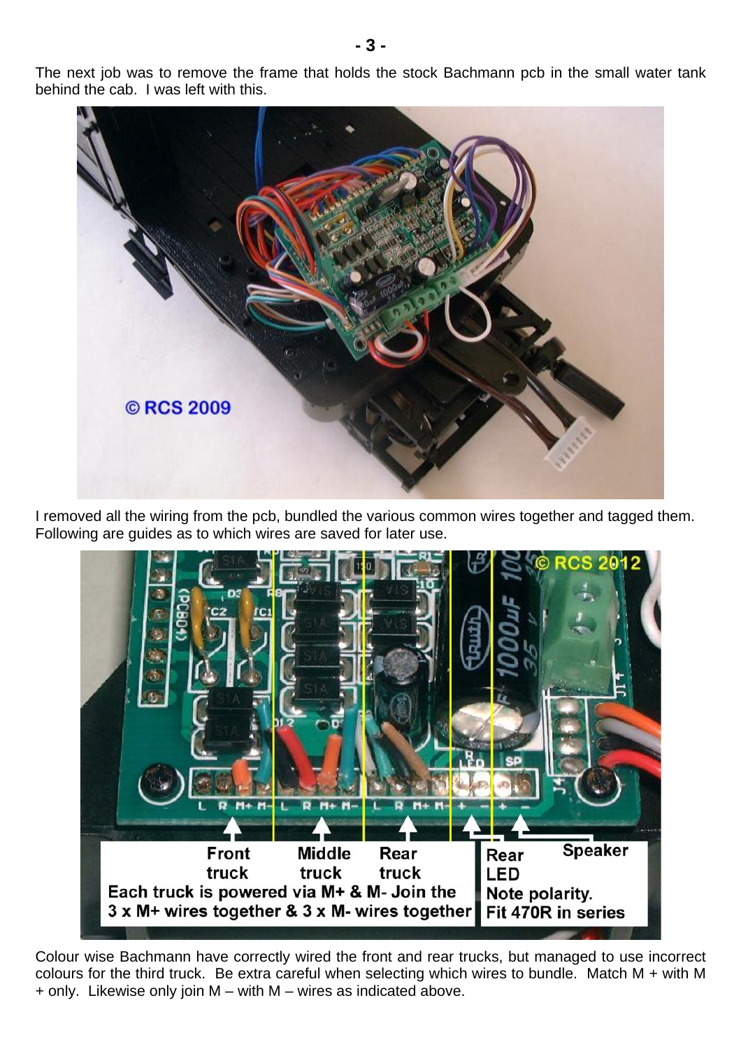The next job was to remove the frame that holds the stock Bachmann pcb in the small water tank behind the cab. I was left with this.

I removed all the wiring from the pcb, bundled the various common wires together and tagged them. Following are guides as to which wires are saved for later use.

Colour wise Bachmann have correctly wired the front and rear trucks, but managed to use incorrect colours for the third truck. Be extra careful when selecting which wires to bundle. Match M + with M + only. Likewise only join M – with M – wires as indicated above.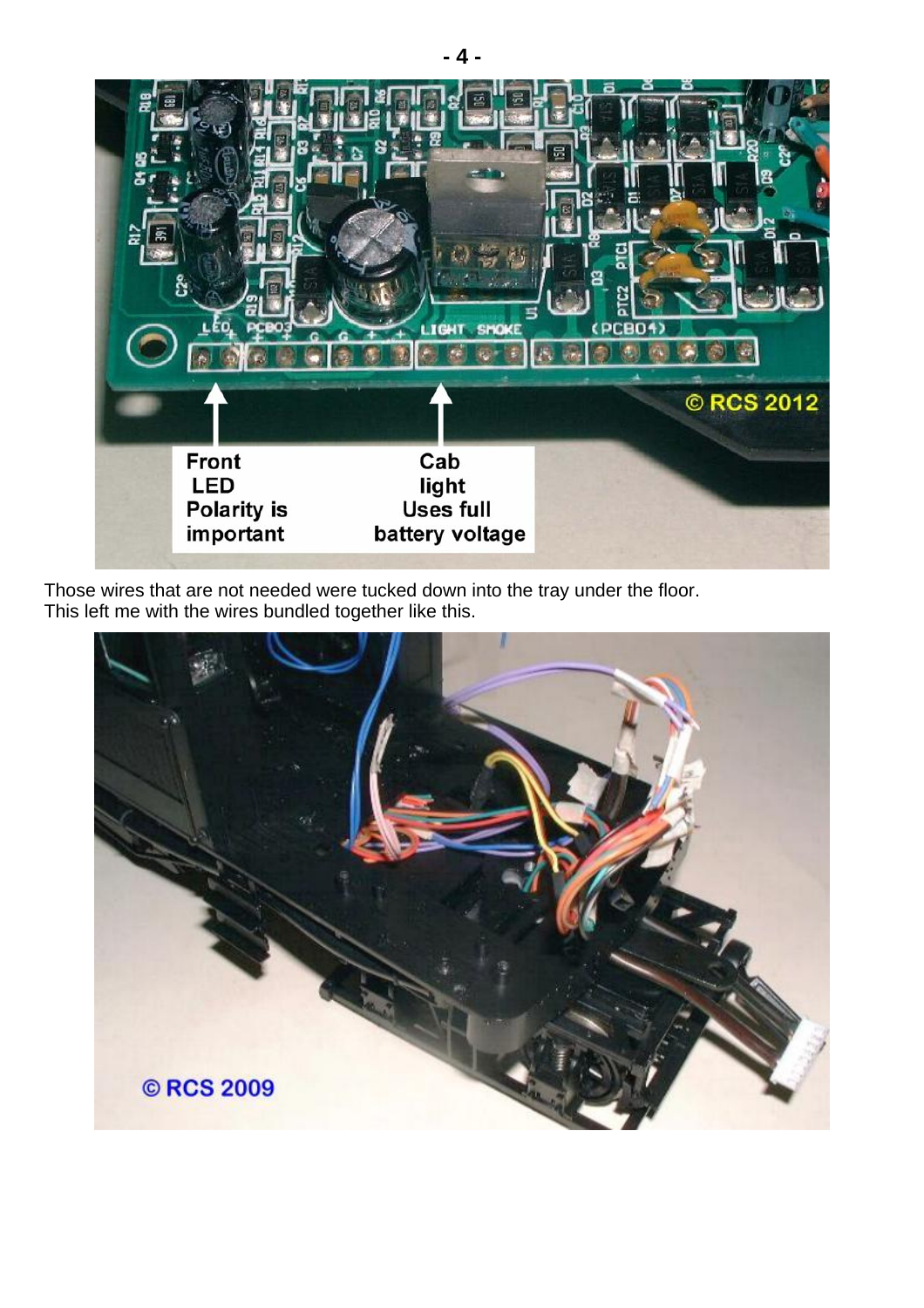Those wires that are not needed were tucked down into the tray under the floor.
This left me with the wires bundled together like this.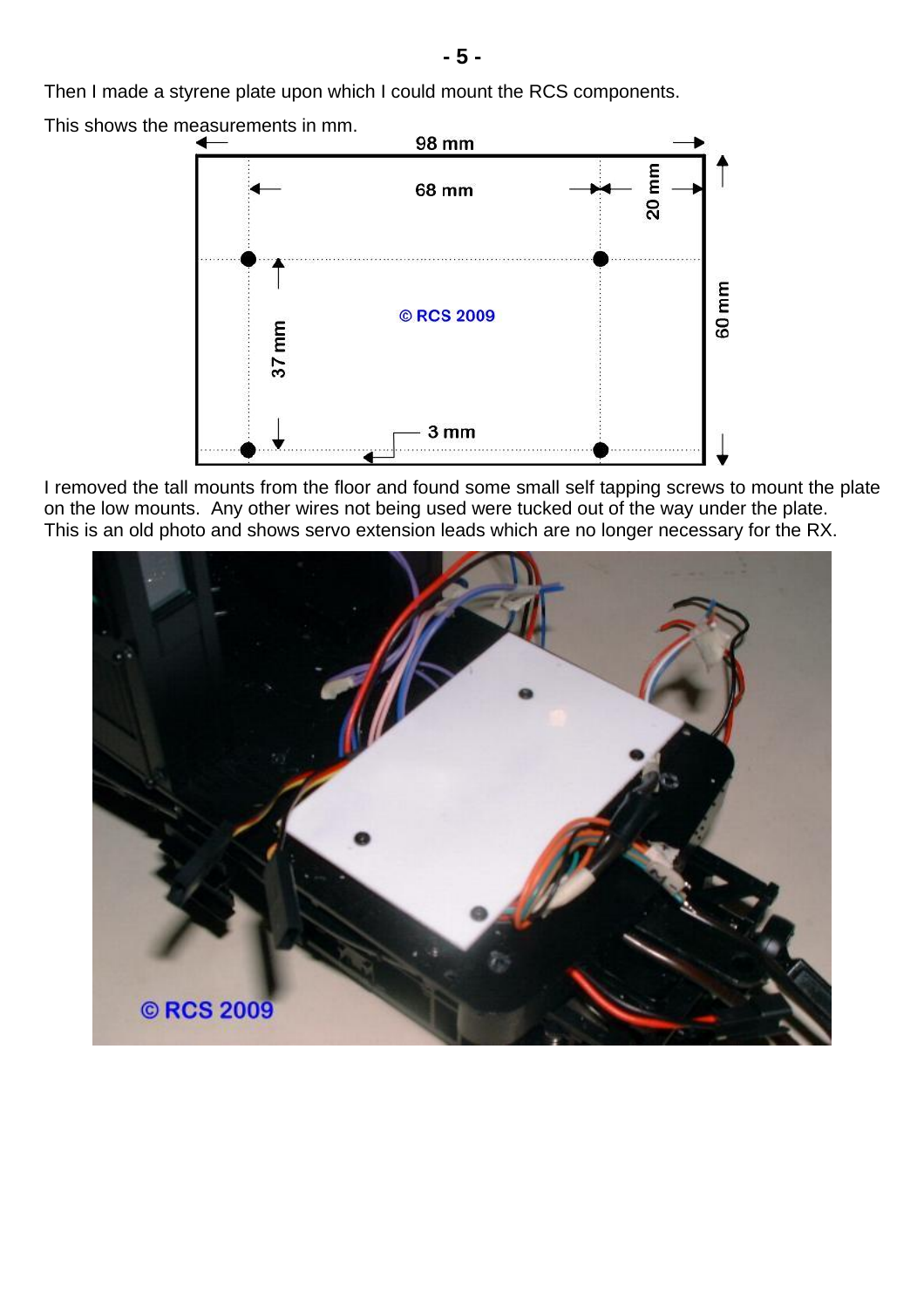Then I made a styrene plate upon which I could mount the RCS components.

This shows the measurements in mm.

I removed the tall mounts from the floor and found some small self tapping screws to mount the plate on the low mounts. Any other wires not being used were tucked out of the way under the plate. This is an old photo and shows servo extension leads which are no longer necessary for the RX.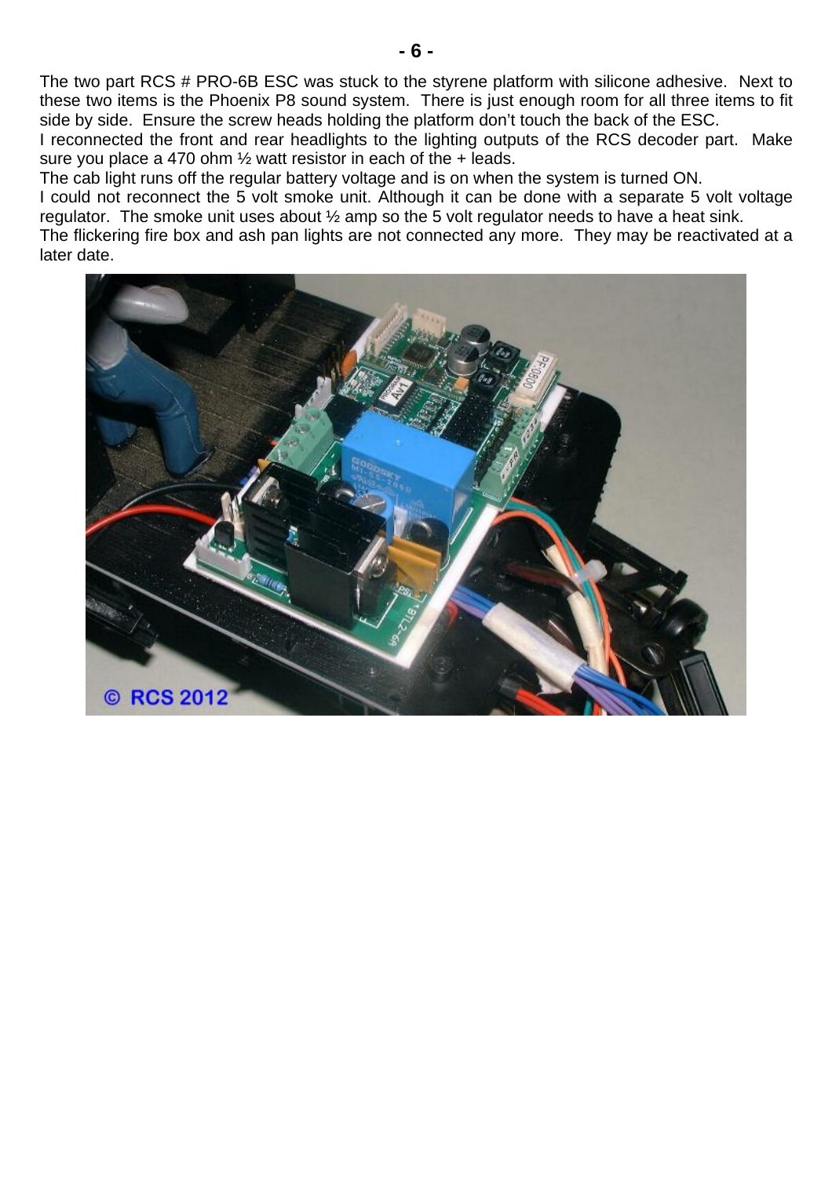The two part RCS # PRO-6B ESC was stuck to the styrene platform with silicone adhesive. Next to these two items is the Phoenix P8 sound system. There is just enough room for all three items to fit side by side. Ensure the screw heads holding the platform don't touch the back of the ESC.

I reconnected the front and rear headlights to the lighting outputs of the RCS decoder part. Make sure you place a 470 ohm ½ watt resistor in each of the + leads.

The cab light runs off the regular battery voltage and is on when the system is turned ON.

I could not reconnect the 5 volt smoke unit. Although it can be done with a separate 5 volt voltage regulator. The smoke unit uses about ½ amp so the 5 volt regulator needs to have a heat sink.

The flickering fire box and ash pan lights are not connected any more. They may be reactivated at a later date.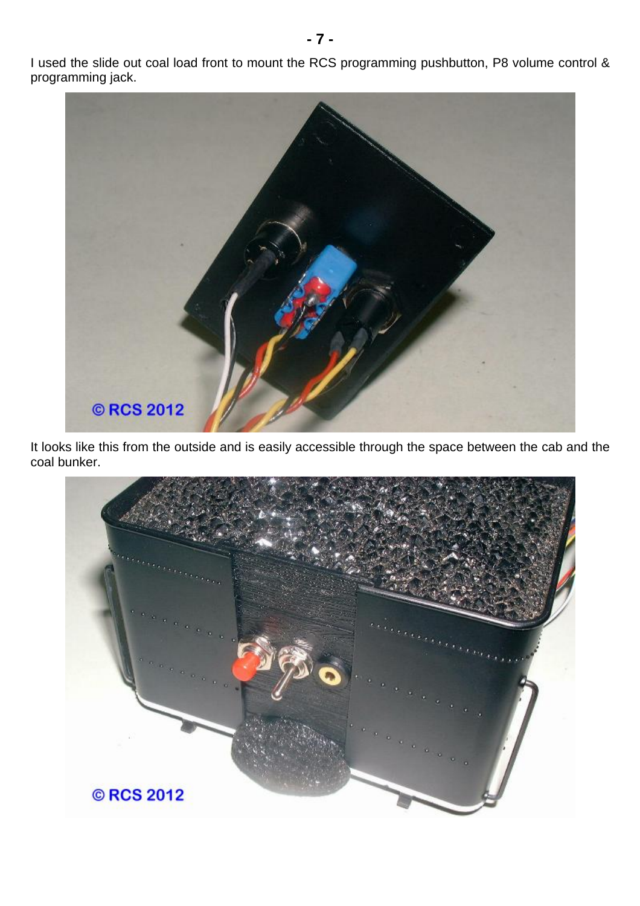I used the slide out coal load front to mount the RCS programming pushbutton, P8 volume control & programming jack.

It looks like this from the outside and is easily accessible through the space between the cab and the coal bunker.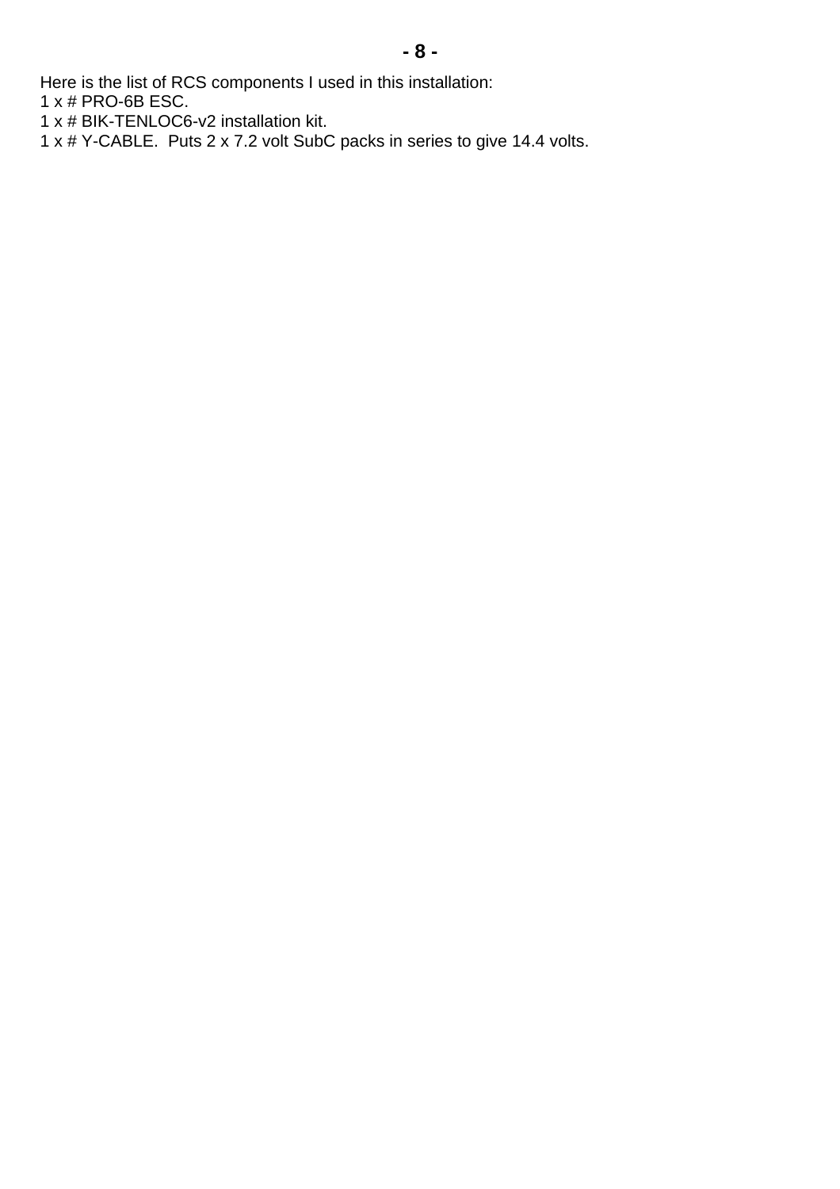Here is the list of RCS components I used in this installation:
1 x # PRO-6B ESC.
1 x # BIK-TENLOC6-v2 installation kit.
1 x # Y-CABLE.  Puts 2 x 7.2 volt SubC packs in series to give 14.4 volts.